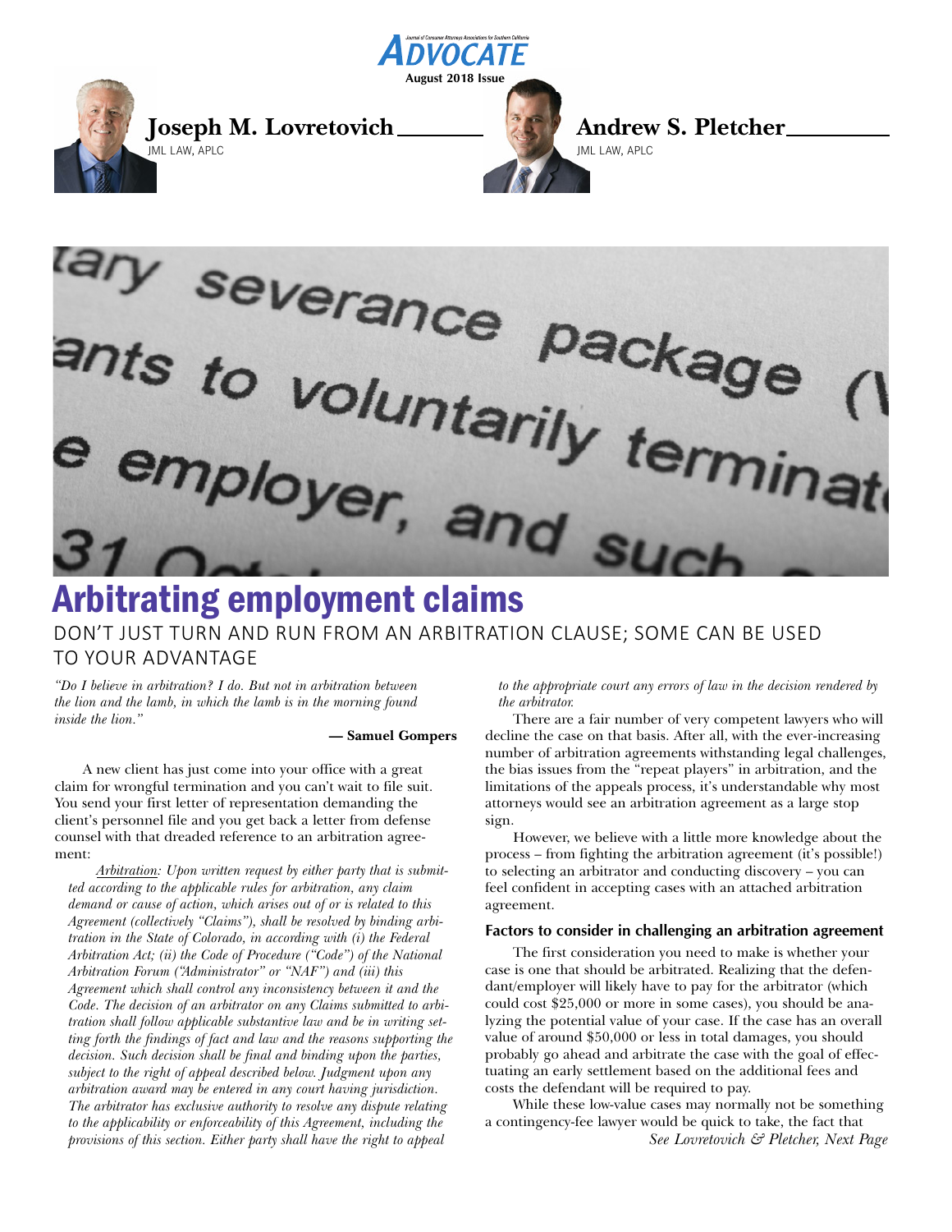August 2018 Issue

**Joseph M. Lovretovich**
JML LAW, APLC

**Andrew S. Pletcher**
JML LAW, APLC

# Arbitrating employment claims

## DON'T JUST TURN AND RUN FROM AN ARBITRATION CLAUSE; SOME CAN BE USED TO YOUR ADVANTAGE

*"Do I believe in arbitration? I do. But not in arbitration between the lion and the lamb, in which the lamb is in the morning found inside the lion."*

**— Samuel Gompers**

A new client has just come into your office with a great claim for wrongful termination and you can't wait to file suit. You send your first letter of representation demanding the client's personnel file and you get back a letter from defense counsel with that dreaded reference to an arbitration agreement:

> *Arbitration: Upon written request by either party that is submitted according to the applicable rules for arbitration, any claim demand or cause of action, which arises out of or is related to this Agreement (collectively "Claims"), shall be resolved by binding arbitration in the State of Colorado, in according with (i) the Federal Arbitration Act; (ii) the Code of Procedure ("Code") of the National Arbitration Forum ("Administrator" or "NAF") and (iii) this Agreement which shall control any inconsistency between it and the Code. The decision of an arbitrator on any Claims submitted to arbitration shall follow applicable substantive law and be in writing setting forth the findings of fact and law and the reasons supporting the decision. Such decision shall be final and binding upon the parties, subject to the right of appeal described below. Judgment upon any arbitration award may be entered in any court having jurisdiction. The arbitrator has exclusive authority to resolve any dispute relating to the applicability or enforceability of this Agreement, including the provisions of this section. Either party shall have the right to appeal to the appropriate court any errors of law in the decision rendered by the arbitrator.*

There are a fair number of very competent lawyers who will decline the case on that basis. After all, with the ever-increasing number of arbitration agreements withstanding legal challenges, the bias issues from the "repeat players" in arbitration, and the limitations of the appeals process, it's understandable why most attorneys would see an arbitration agreement as a large stop sign.

However, we believe with a little more knowledge about the process – from fighting the arbitration agreement (it's possible!) to selecting an arbitrator and conducting discovery – you can feel confident in accepting cases with an attached arbitration agreement.

### Factors to consider in challenging an arbitration agreement

The first consideration you need to make is whether your case is one that should be arbitrated. Realizing that the defendant/employer will likely have to pay for the arbitrator (which could cost $25,000 or more in some cases), you should be analyzing the potential value of your case. If the case has an overall value of around $50,000 or less in total damages, you should probably go ahead and arbitrate the case with the goal of effectuating an early settlement based on the additional fees and costs the defendant will be required to pay.

While these low-value cases may normally not be something a contingency-fee lawyer would be quick to take, the fact that

*See Lovretovich & Pletcher, Next Page*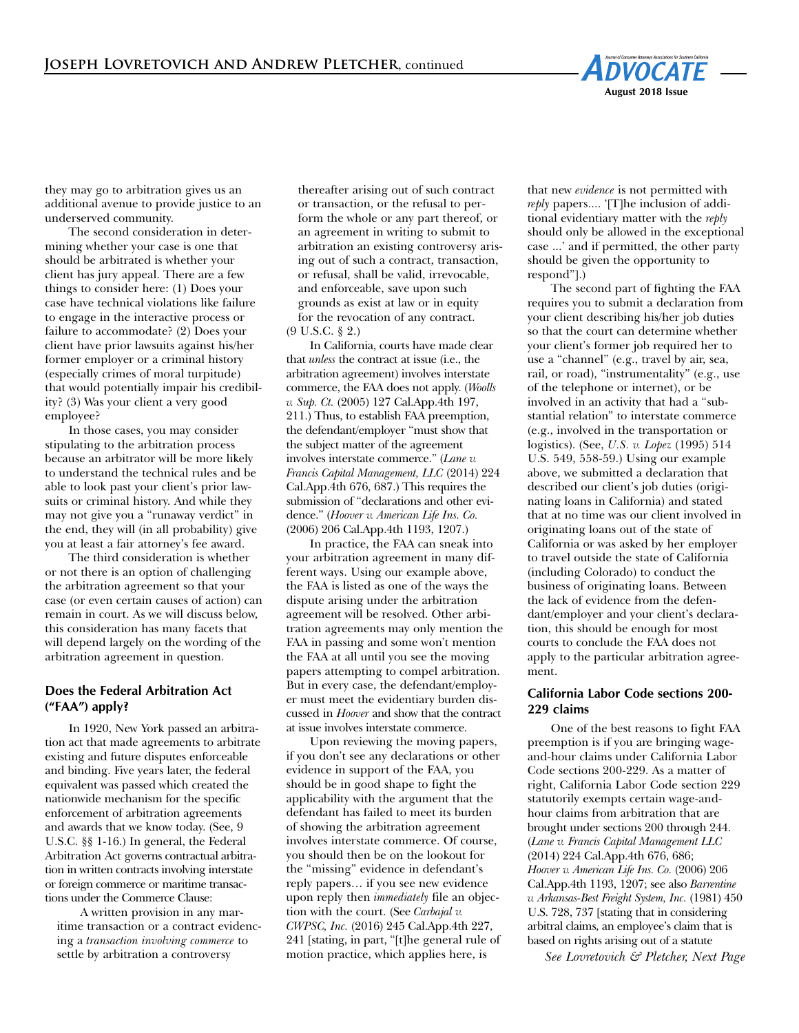they may go to arbitration gives us an additional avenue to provide justice to an underserved community.

The second consideration in determining whether your case is one that should be arbitrated is whether your client has jury appeal. There are a few things to consider here: (1) Does your case have technical violations like failure to engage in the interactive process or failure to accommodate? (2) Does your client have prior lawsuits against his/her former employer or a criminal history (especially crimes of moral turpitude) that would potentially impair his credibility? (3) Was your client a very good employee?

In those cases, you may consider stipulating to the arbitration process because an arbitrator will be more likely to understand the technical rules and be able to look past your client's prior lawsuits or criminal history. And while they may not give you a "runaway verdict" in the end, they will (in all probability) give you at least a fair attorney's fee award.

The third consideration is whether or not there is an option of challenging the arbitration agreement so that your case (or even certain causes of action) can remain in court. As we will discuss below, this consideration has many facets that will depend largely on the wording of the arbitration agreement in question.

### Does the Federal Arbitration Act ("FAA") apply?

In 1920, New York passed an arbitration act that made agreements to arbitrate existing and future disputes enforceable and binding. Five years later, the federal equivalent was passed which created the nationwide mechanism for the specific enforcement of arbitration agreements and awards that we know today. (See, 9 U.S.C. §§ 1-16.) In general, the Federal Arbitration Act governs contractual arbitration in written contracts involving interstate or foreign commerce or maritime transactions under the Commerce Clause:

> A written provision in any maritime transaction or a contract evidencing a *transaction involving commerce* to settle by arbitration a controversy thereafter arising out of such contract or transaction, or the refusal to perform the whole or any part thereof, or an agreement in writing to submit to arbitration an existing controversy arising out of such a contract, transaction, or refusal, shall be valid, irrevocable, and enforceable, save upon such grounds as exist at law or in equity for the revocation of any contract.

(9 U.S.C. § 2.)

In California, courts have made clear that *unless* the contract at issue (i.e., the arbitration agreement) involves interstate commerce, the FAA does not apply. (*Woolls v. Sup. Ct.* (2005) 127 Cal.App.4th 197, 211.) Thus, to establish FAA preemption, the defendant/employer "must show that the subject matter of the agreement involves interstate commerce." (*Lane v. Francis Capital Management, LLC* (2014) 224 Cal.App.4th 676, 687.) This requires the submission of "declarations and other evidence." (*Hoover v. American Life Ins. Co.* (2006) 206 Cal.App.4th 1193, 1207.)

In practice, the FAA can sneak into your arbitration agreement in many different ways. Using our example above, the FAA is listed as one of the ways the dispute arising under the arbitration agreement will be resolved. Other arbitration agreements may only mention the FAA in passing and some won't mention the FAA at all until you see the moving papers attempting to compel arbitration. But in every case, the defendant/employer must meet the evidentiary burden discussed in *Hoover* and show that the contract at issue involves interstate commerce.

Upon reviewing the moving papers, if you don't see any declarations or other evidence in support of the FAA, you should be in good shape to fight the applicability with the argument that the defendant has failed to meet its burden of showing the arbitration agreement involves interstate commerce. Of course, you should then be on the lookout for the "missing" evidence in defendant's reply papers… if you see new evidence upon reply then *immediately* file an objection with the court. (See *Carbajal v. CWPSC, Inc.* (2016) 245 Cal.App.4th 227, 241 [stating, in part, "[t]he general rule of motion practice, which applies here, is that new *evidence* is not permitted with *reply* papers.... '[T]he inclusion of additional evidentiary matter with the *reply* should only be allowed in the exceptional case ...' and if permitted, the other party should be given the opportunity to respond"].)

The second part of fighting the FAA requires you to submit a declaration from your client describing his/her job duties so that the court can determine whether your client's former job required her to use a "channel" (e.g., travel by air, sea, rail, or road), "instrumentality" (e.g., use of the telephone or internet), or be involved in an activity that had a "substantial relation" to interstate commerce (e.g., involved in the transportation or logistics). (See, *U.S. v. Lopez* (1995) 514 U.S. 549, 558-59.) Using our example above, we submitted a declaration that described our client's job duties (originating loans in California) and stated that at no time was our client involved in originating loans out of the state of California or was asked by her employer to travel outside the state of California (including Colorado) to conduct the business of originating loans. Between the lack of evidence from the defendant/employer and your client's declaration, this should be enough for most courts to conclude the FAA does not apply to the particular arbitration agreement.

### California Labor Code sections 200-229 claims

One of the best reasons to fight FAA preemption is if you are bringing wage-and-hour claims under California Labor Code sections 200-229. As a matter of right, California Labor Code section 229 statutorily exempts certain wage-and-hour claims from arbitration that are brought under sections 200 through 244. (*Lane v. Francis Capital Management LLC* (2014) 224 Cal.App.4th 676, 686; *Hoover v. American Life Ins. Co.* (2006) 206 Cal.App.4th 1193, 1207; see also *Barrentine v. Arkansas-Best Freight System, Inc.* (1981) 450 U.S. 728, 737 [stating that in considering arbitral claims, an employee's claim that is based on rights arising out of a statute

*See Lovretovich & Pletcher, Next Page*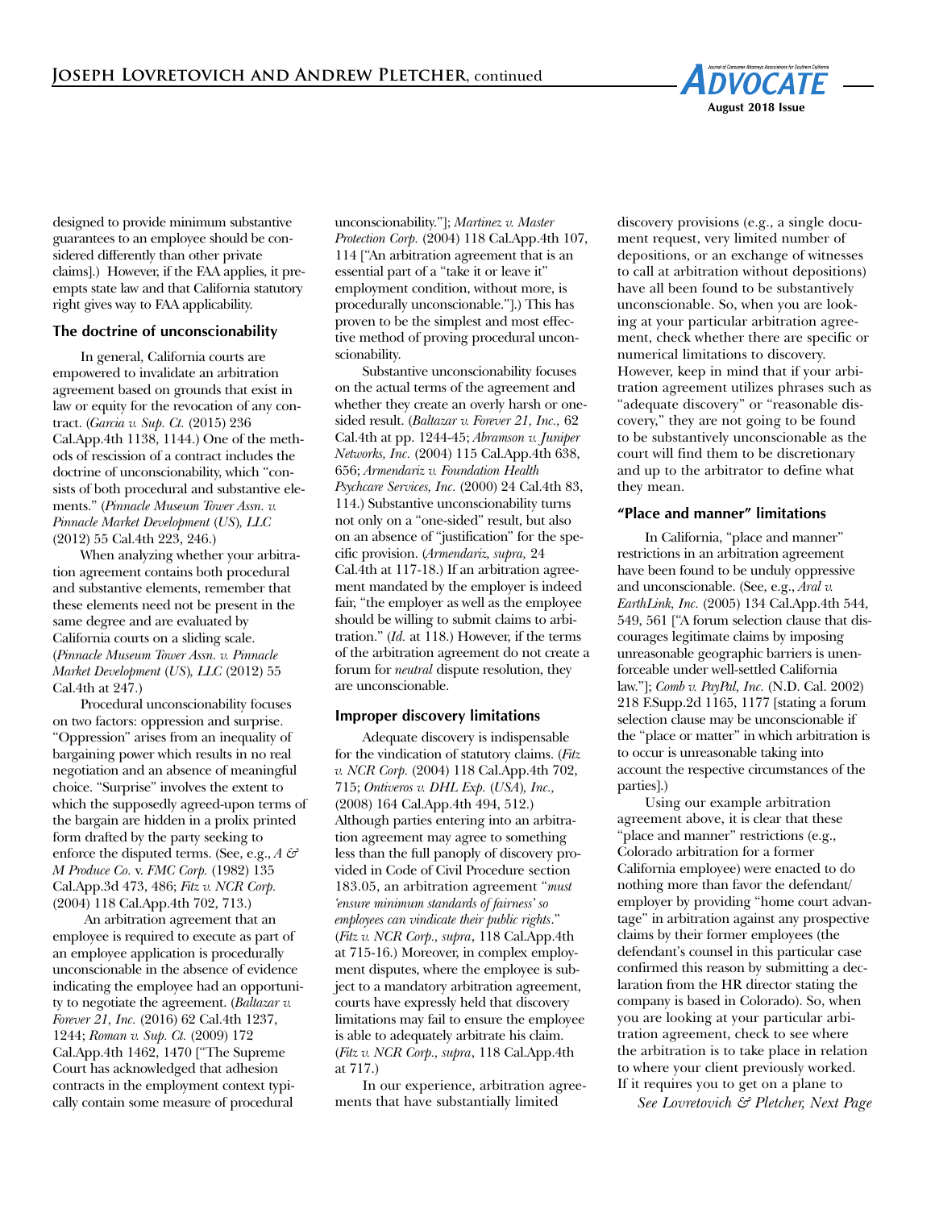designed to provide minimum substantive guarantees to an employee should be considered differently than other private claims].) However, if the FAA applies, it preempts state law and that California statutory right gives way to FAA applicability.

### The doctrine of unconscionability

In general, California courts are empowered to invalidate an arbitration agreement based on grounds that exist in law or equity for the revocation of any contract. (*Garcia v. Sup. Ct.* (2015) 236 Cal.App.4th 1138, 1144.) One of the methods of rescission of a contract includes the doctrine of unconscionability, which "consists of both procedural and substantive elements." (*Pinnacle Museum Tower Assn. v. Pinnacle Market Development* (*US*)*, LLC* (2012) 55 Cal.4th 223, 246.)

When analyzing whether your arbitration agreement contains both procedural and substantive elements, remember that these elements need not be present in the same degree and are evaluated by California courts on a sliding scale. (*Pinnacle Museum Tower Assn. v. Pinnacle Market Development* (*US*)*, LLC* (2012) 55 Cal.4th at 247.)

Procedural unconscionability focuses on two factors: oppression and surprise. "Oppression" arises from an inequality of bargaining power which results in no real negotiation and an absence of meaningful choice. "Surprise" involves the extent to which the supposedly agreed-upon terms of the bargain are hidden in a prolix printed form drafted by the party seeking to enforce the disputed terms. (See, e.g., *A & M Produce Co.* v. *FMC Corp.* (1982) 135 Cal.App.3d 473, 486; *Fitz v. NCR Corp.* (2004) 118 Cal.App.4th 702, 713.)

An arbitration agreement that an employee is required to execute as part of an employee application is procedurally unconscionable in the absence of evidence indicating the employee had an opportunity to negotiate the agreement. (*Baltazar v. Forever 21, Inc.* (2016) 62 Cal.4th 1237, 1244; *Roman v. Sup. Ct.* (2009) 172 Cal.App.4th 1462, 1470 ["The Supreme Court has acknowledged that adhesion contracts in the employment context typically contain some measure of procedural unconscionability."]; *Martinez v. Master Protection Corp.* (2004) 118 Cal.App.4th 107, 114 ["An arbitration agreement that is an essential part of a "take it or leave it" employment condition, without more, is procedurally unconscionable."].) This has proven to be the simplest and most effective method of proving procedural unconscionability.

Substantive unconscionability focuses on the actual terms of the agreement and whether they create an overly harsh or one-sided result. (*Baltazar v. Forever 21, Inc.*, 62 Cal.4th at pp. 1244-45; *Abramson v. Juniper Networks, Inc.* (2004) 115 Cal.App.4th 638, 656; *Armendariz v. Foundation Health Psychcare Services, Inc.* (2000) 24 Cal.4th 83, 114.) Substantive unconscionability turns not only on a "one-sided" result, but also on an absence of "justification" for the specific provision. (*Armendariz, supra,* 24 Cal.4th at 117-18.) If an arbitration agreement mandated by the employer is indeed fair, "the employer as well as the employee should be willing to submit claims to arbitration." (*Id.* at 118.) However, if the terms of the arbitration agreement do not create a forum for *neutral* dispute resolution, they are unconscionable.

### Improper discovery limitations

Adequate discovery is indispensable for the vindication of statutory claims. (*Fitz v. NCR Corp.* (2004) 118 Cal.App.4th 702, 715; *Ontiveros v. DHL Exp.* (*USA*)*, Inc.,* (2008) 164 Cal.App.4th 494, 512.) Although parties entering into an arbitration agreement may agree to something less than the full panoply of discovery provided in Code of Civil Procedure section 183.05, an arbitration agreement "*must 'ensure minimum standards of fairness' so employees can vindicate their public rights*." (*Fitz v. NCR Corp., supra*, 118 Cal.App.4th at 715-16.) Moreover, in complex employment disputes, where the employee is subject to a mandatory arbitration agreement, courts have expressly held that discovery limitations may fail to ensure the employee is able to adequately arbitrate his claim. (*Fitz v. NCR Corp., supra*, 118 Cal.App.4th at 717.)

In our experience, arbitration agreements that have substantially limited discovery provisions (e.g., a single document request, very limited number of depositions, or an exchange of witnesses to call at arbitration without depositions) have all been found to be substantively unconscionable. So, when you are looking at your particular arbitration agreement, check whether there are specific or numerical limitations to discovery. However, keep in mind that if your arbitration agreement utilizes phrases such as "adequate discovery" or "reasonable discovery," they are not going to be found to be substantively unconscionable as the court will find them to be discretionary and up to the arbitrator to define what they mean.

### "Place and manner" limitations

In California, "place and manner" restrictions in an arbitration agreement have been found to be unduly oppressive and unconscionable. (See, e.g., *Aral v. EarthLink, Inc.* (2005) 134 Cal.App.4th 544, 549, 561 ["A forum selection clause that discourages legitimate claims by imposing unreasonable geographic barriers is unenforceable under well-settled California law."]; *Comb v. PayPal, Inc.* (N.D. Cal. 2002) 218 F.Supp.2d 1165, 1177 [stating a forum selection clause may be unconscionable if the "place or matter" in which arbitration is to occur is unreasonable taking into account the respective circumstances of the parties].)

Using our example arbitration agreement above, it is clear that these "place and manner" restrictions (e.g., Colorado arbitration for a former California employee) were enacted to do nothing more than favor the defendant/employer by providing "home court advantage" in arbitration against any prospective claims by their former employees (the defendant's counsel in this particular case confirmed this reason by submitting a declaration from the HR director stating the company is based in Colorado). So, when you are looking at your particular arbitration agreement, check to see where the arbitration is to take place in relation to where your client previously worked. If it requires you to get on a plane to

*See Lovretovich & Pletcher, Next Page*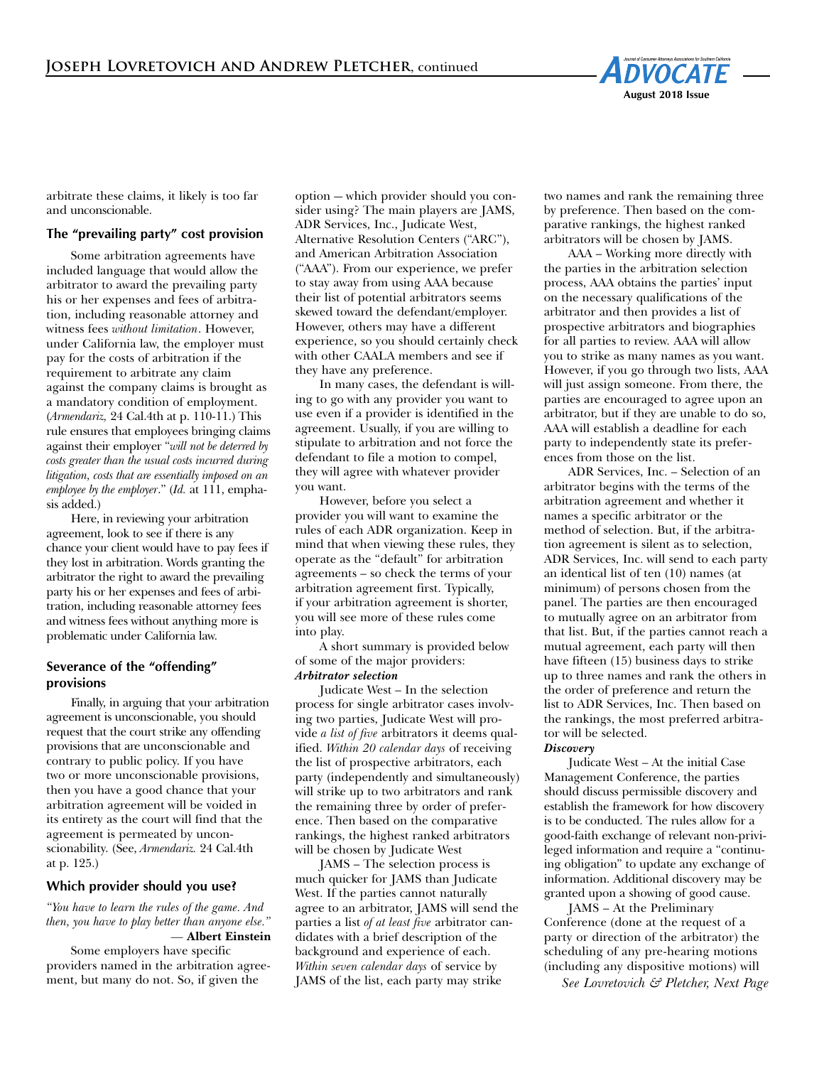arbitrate these claims, it likely is too far and unconscionable.

### The "prevailing party" cost provision

Some arbitration agreements have included language that would allow the arbitrator to award the prevailing party his or her expenses and fees of arbitration, including reasonable attorney and witness fees *without limitation*. However, under California law, the employer must pay for the costs of arbitration if the requirement to arbitrate any claim against the company claims is brought as a mandatory condition of employment. (*Armendariz,* 24 Cal.4th at p. 110-11.) This rule ensures that employees bringing claims against their employer "*will not be deterred by costs greater than the usual costs incurred during litigation, costs that are essentially imposed on an employee by the employer*." (*Id.* at 111, emphasis added.)

Here, in reviewing your arbitration agreement, look to see if there is any chance your client would have to pay fees if they lost in arbitration. Words granting the arbitrator the right to award the prevailing party his or her expenses and fees of arbitration, including reasonable attorney fees and witness fees without anything more is problematic under California law.

### Severance of the "offending" provisions

Finally, in arguing that your arbitration agreement is unconscionable, you should request that the court strike any offending provisions that are unconscionable and contrary to public policy. If you have two or more unconscionable provisions, then you have a good chance that your arbitration agreement will be voided in its entirety as the court will find that the agreement is permeated by unconscionability. (See, *Armendariz.* 24 Cal.4th at p. 125.)

### Which provider should you use?

*"You have to learn the rules of the game. And then, you have to play better than anyone else."* — **Albert Einstein**

Some employers have specific providers named in the arbitration agreement, but many do not. So, if given the option — which provider should you consider using? The main players are JAMS, ADR Services, Inc., Judicate West, Alternative Resolution Centers ("ARC"), and American Arbitration Association ("AAA"). From our experience, we prefer to stay away from using AAA because their list of potential arbitrators seems skewed toward the defendant/employer. However, others may have a different experience, so you should certainly check with other CAALA members and see if they have any preference.

In many cases, the defendant is willing to go with any provider you want to use even if a provider is identified in the agreement. Usually, if you are willing to stipulate to arbitration and not force the defendant to file a motion to compel, they will agree with whatever provider you want.

However, before you select a provider you will want to examine the rules of each ADR organization. Keep in mind that when viewing these rules, they operate as the "default" for arbitration agreements – so check the terms of your arbitration agreement first. Typically, if your arbitration agreement is shorter, you will see more of these rules come into play.

A short summary is provided below of some of the major providers:

***Arbitrator selection***

Judicate West – In the selection process for single arbitrator cases involving two parties, Judicate West will provide *a list of five* arbitrators it deems qualified. *Within 20 calendar days* of receiving the list of prospective arbitrators, each party (independently and simultaneously) will strike up to two arbitrators and rank the remaining three by order of preference. Then based on the comparative rankings, the highest ranked arbitrators will be chosen by Judicate West

JAMS – The selection process is much quicker for JAMS than Judicate West. If the parties cannot naturally agree to an arbitrator, JAMS will send the parties a list *of at least five* arbitrator candidates with a brief description of the background and experience of each. *Within seven calendar days* of service by JAMS of the list, each party may strike two names and rank the remaining three by preference. Then based on the comparative rankings, the highest ranked arbitrators will be chosen by JAMS.

AAA – Working more directly with the parties in the arbitration selection process, AAA obtains the parties' input on the necessary qualifications of the arbitrator and then provides a list of prospective arbitrators and biographies for all parties to review. AAA will allow you to strike as many names as you want. However, if you go through two lists, AAA will just assign someone. From there, the parties are encouraged to agree upon an arbitrator, but if they are unable to do so, AAA will establish a deadline for each party to independently state its preferences from those on the list.

ADR Services, Inc. – Selection of an arbitrator begins with the terms of the arbitration agreement and whether it names a specific arbitrator or the method of selection. But, if the arbitration agreement is silent as to selection, ADR Services, Inc. will send to each party an identical list of ten (10) names (at minimum) of persons chosen from the panel. The parties are then encouraged to mutually agree on an arbitrator from that list. But, if the parties cannot reach a mutual agreement, each party will then have fifteen (15) business days to strike up to three names and rank the others in the order of preference and return the list to ADR Services, Inc. Then based on the rankings, the most preferred arbitrator will be selected.

***Discovery***

Judicate West – At the initial Case Management Conference, the parties should discuss permissible discovery and establish the framework for how discovery is to be conducted. The rules allow for a good-faith exchange of relevant non-privileged information and require a "continuing obligation" to update any exchange of information. Additional discovery may be granted upon a showing of good cause.

JAMS – At the Preliminary Conference (done at the request of a party or direction of the arbitrator) the scheduling of any pre-hearing motions (including any dispositive motions) will

*See Lovretovich & Pletcher, Next Page*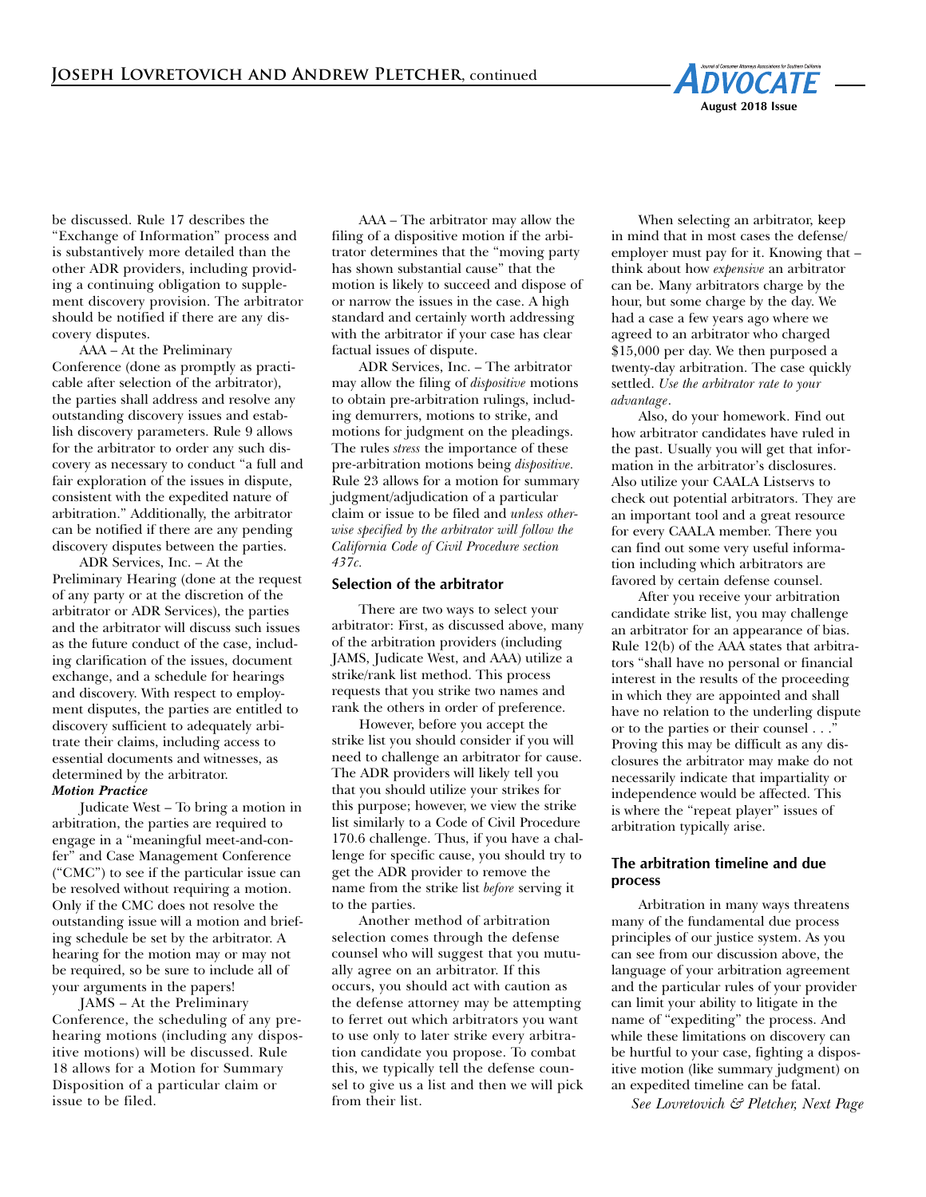be discussed. Rule 17 describes the "Exchange of Information" process and is substantively more detailed than the other ADR providers, including providing a continuing obligation to supplement discovery provision. The arbitrator should be notified if there are any discovery disputes.

AAA – At the Preliminary Conference (done as promptly as practicable after selection of the arbitrator), the parties shall address and resolve any outstanding discovery issues and establish discovery parameters. Rule 9 allows for the arbitrator to order any such discovery as necessary to conduct "a full and fair exploration of the issues in dispute, consistent with the expedited nature of arbitration." Additionally, the arbitrator can be notified if there are any pending discovery disputes between the parties.

ADR Services, Inc. – At the Preliminary Hearing (done at the request of any party or at the discretion of the arbitrator or ADR Services), the parties and the arbitrator will discuss such issues as the future conduct of the case, including clarification of the issues, document exchange, and a schedule for hearings and discovery. With respect to employment disputes, the parties are entitled to discovery sufficient to adequately arbitrate their claims, including access to essential documents and witnesses, as determined by the arbitrator.

***Motion Practice***

Judicate West – To bring a motion in arbitration, the parties are required to engage in a "meaningful meet-and-confer" and Case Management Conference ("CMC") to see if the particular issue can be resolved without requiring a motion. Only if the CMC does not resolve the outstanding issue will a motion and briefing schedule be set by the arbitrator. A hearing for the motion may or may not be required, so be sure to include all of your arguments in the papers!

JAMS – At the Preliminary Conference, the scheduling of any pre-hearing motions (including any dispositive motions) will be discussed. Rule 18 allows for a Motion for Summary Disposition of a particular claim or issue to be filed.

AAA – The arbitrator may allow the filing of a dispositive motion if the arbitrator determines that the "moving party has shown substantial cause" that the motion is likely to succeed and dispose of or narrow the issues in the case. A high standard and certainly worth addressing with the arbitrator if your case has clear factual issues of dispute.

ADR Services, Inc. – The arbitrator may allow the filing of *dispositive* motions to obtain pre-arbitration rulings, including demurrers, motions to strike, and motions for judgment on the pleadings. The rules *stress* the importance of these pre-arbitration motions being *dispositive.* Rule 23 allows for a motion for summary judgment/adjudication of a particular claim or issue to be filed and *unless otherwise specified by the arbitrator will follow the California Code of Civil Procedure section 437c.*

### Selection of the arbitrator

There are two ways to select your arbitrator: First, as discussed above, many of the arbitration providers (including JAMS, Judicate West, and AAA) utilize a strike/rank list method. This process requests that you strike two names and rank the others in order of preference.

However, before you accept the strike list you should consider if you will need to challenge an arbitrator for cause. The ADR providers will likely tell you that you should utilize your strikes for this purpose; however, we view the strike list similarly to a Code of Civil Procedure 170.6 challenge. Thus, if you have a challenge for specific cause, you should try to get the ADR provider to remove the name from the strike list *before* serving it to the parties.

Another method of arbitration selection comes through the defense counsel who will suggest that you mutually agree on an arbitrator. If this occurs, you should act with caution as the defense attorney may be attempting to ferret out which arbitrators you want to use only to later strike every arbitration candidate you propose. To combat this, we typically tell the defense counsel to give us a list and then we will pick from their list.

When selecting an arbitrator, keep in mind that in most cases the defense/employer must pay for it. Knowing that – think about how *expensive* an arbitrator can be. Many arbitrators charge by the hour, but some charge by the day. We had a case a few years ago where we agreed to an arbitrator who charged $15,000 per day. We then purposed a twenty-day arbitration. The case quickly settled. *Use the arbitrator rate to your advantage*.

Also, do your homework. Find out how arbitrator candidates have ruled in the past. Usually you will get that information in the arbitrator's disclosures. Also utilize your CAALA Listservs to check out potential arbitrators. They are an important tool and a great resource for every CAALA member. There you can find out some very useful information including which arbitrators are favored by certain defense counsel.

After you receive your arbitration candidate strike list, you may challenge an arbitrator for an appearance of bias. Rule 12(b) of the AAA states that arbitrators "shall have no personal or financial interest in the results of the proceeding in which they are appointed and shall have no relation to the underling dispute or to the parties or their counsel . . ." Proving this may be difficult as any disclosures the arbitrator may make do not necessarily indicate that impartiality or independence would be affected. This is where the "repeat player" issues of arbitration typically arise.

### The arbitration timeline and due process

Arbitration in many ways threatens many of the fundamental due process principles of our justice system. As you can see from our discussion above, the language of your arbitration agreement and the particular rules of your provider can limit your ability to litigate in the name of "expediting" the process. And while these limitations on discovery can be hurtful to your case, fighting a dispositive motion (like summary judgment) on an expedited timeline can be fatal.

*See Lovretovich & Pletcher, Next Page*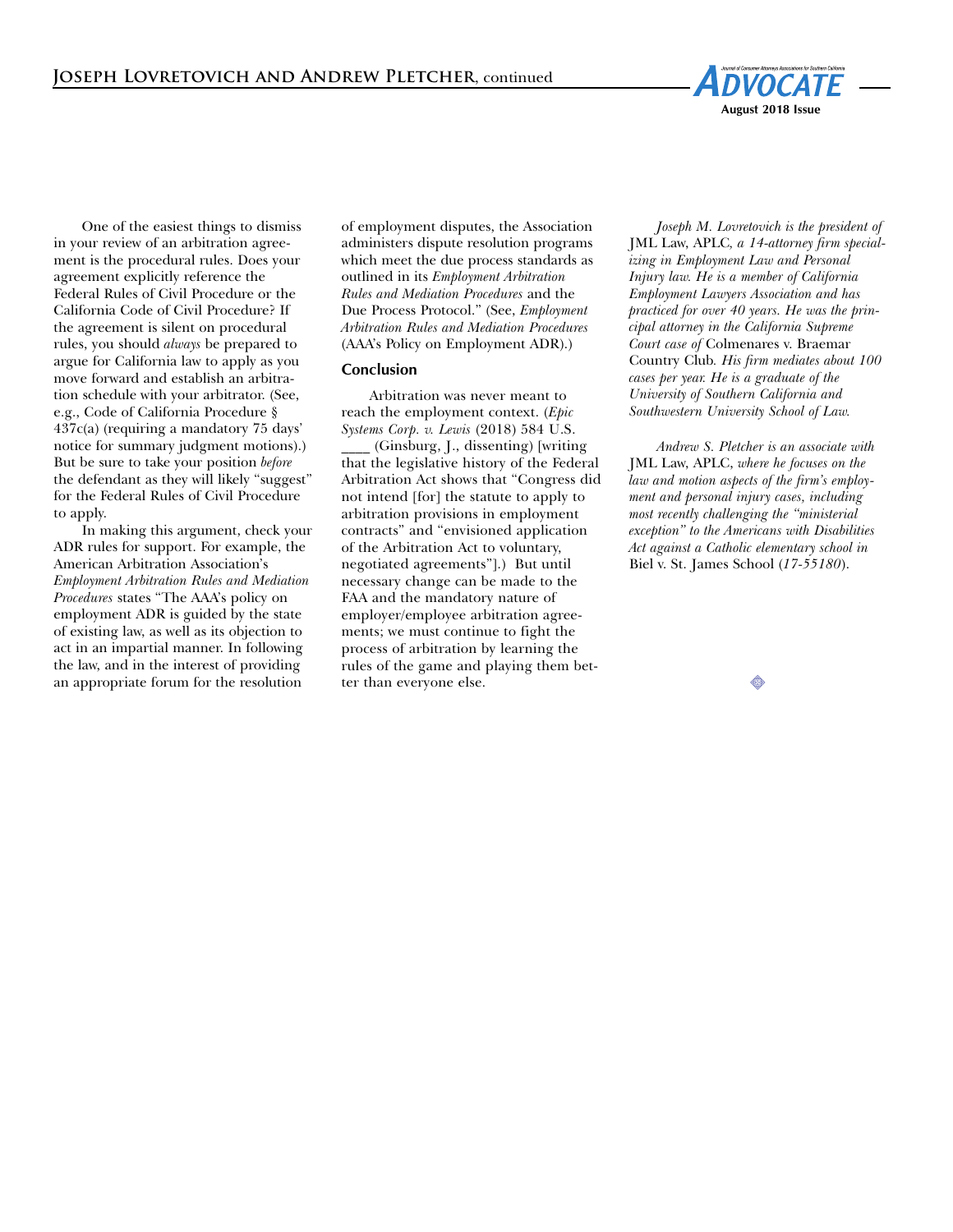One of the easiest things to dismiss in your review of an arbitration agreement is the procedural rules. Does your agreement explicitly reference the Federal Rules of Civil Procedure or the California Code of Civil Procedure? If the agreement is silent on procedural rules, you should *always* be prepared to argue for California law to apply as you move forward and establish an arbitration schedule with your arbitrator. (See, e.g., Code of California Procedure § 437c(a) (requiring a mandatory 75 days' notice for summary judgment motions).) But be sure to take your position *before* the defendant as they will likely "suggest" for the Federal Rules of Civil Procedure to apply.

In making this argument, check your ADR rules for support. For example, the American Arbitration Association's *Employment Arbitration Rules and Mediation Procedures* states "The AAA's policy on employment ADR is guided by the state of existing law, as well as its objection to act in an impartial manner. In following the law, and in the interest of providing an appropriate forum for the resolution of employment disputes, the Association administers dispute resolution programs which meet the due process standards as outlined in its *Employment Arbitration Rules and Mediation Procedures* and the Due Process Protocol." (See, *Employment Arbitration Rules and Mediation Procedures* (AAA's Policy on Employment ADR).)

### Conclusion

Arbitration was never meant to reach the employment context. (*Epic Systems Corp. v. Lewis* (2018) 584 U.S. ____ (Ginsburg, J., dissenting) [writing that the legislative history of the Federal Arbitration Act shows that "Congress did not intend [for] the statute to apply to arbitration provisions in employment contracts" and "envisioned application of the Arbitration Act to voluntary, negotiated agreements"].) But until necessary change can be made to the FAA and the mandatory nature of employer/employee arbitration agreements; we must continue to fight the process of arbitration by learning the rules of the game and playing them better than everyone else.

*Joseph M. Lovretovich is the president of* JML Law, APLC, *a 14-attorney firm specializing in Employment Law and Personal Injury law. He is a member of California Employment Lawyers Association and has practiced for over 40 years. He was the principal attorney in the California Supreme Court case of* Colmenares v. Braemar Country Club. *His firm mediates about 100 cases per year. He is a graduate of the University of Southern California and Southwestern University School of Law.*

*Andrew S. Pletcher is an associate with* JML Law, APLC, *where he focuses on the law and motion aspects of the firm's employment and personal injury cases, including most recently challenging the "ministerial exception" to the Americans with Disabilities Act against a Catholic elementary school in* Biel v. St. James School (*17-55180*).